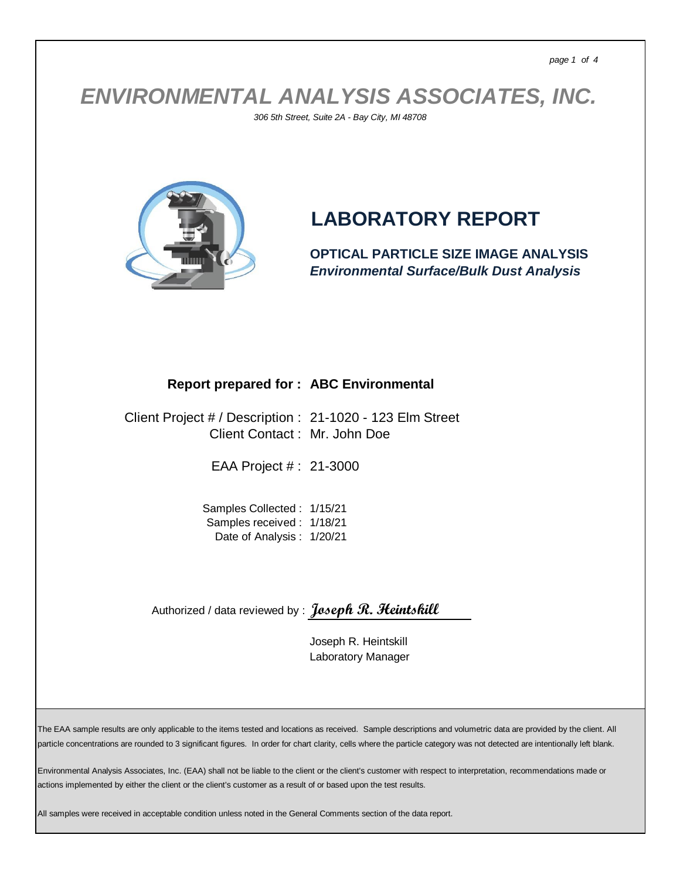# ENVIRONMENTAL ANALYSIS ASSOCIATES, INC.

*306 5th Street, Suite 2A - Bay City, MI 48708*

## LABORATORY REPORT

**OPTICAL PARTICLE SIZE IMAGE ANALYSIS**
***Environmental Surface/Bulk Dust Analysis***

**Report prepared for : ABC Environmental**

Client Project # / Description : 21-1020 - 123 Elm Street
Client Contact : Mr. John Doe

EAA Project # : 21-3000

Samples Collected : 1/15/21
Samples received : 1/18/21
Date of Analysis : 1/20/21

Authorized / data reviewed by : *Joseph R. Heintskill*

Joseph R. Heintskill
Laboratory Manager

The EAA sample results are only applicable to the items tested and locations as received. Sample descriptions and volumetric data are provided by the client. All particle concentrations are rounded to 3 significant figures. In order for chart clarity, cells where the particle category was not detected are intentionally left blank.

Environmental Analysis Associates, Inc. (EAA) shall not be liable to the client or the client's customer with respect to interpretation, recommendations made or actions implemented by either the client or the client's customer as a result of or based upon the test results.

All samples were received in acceptable condition unless noted in the General Comments section of the data report.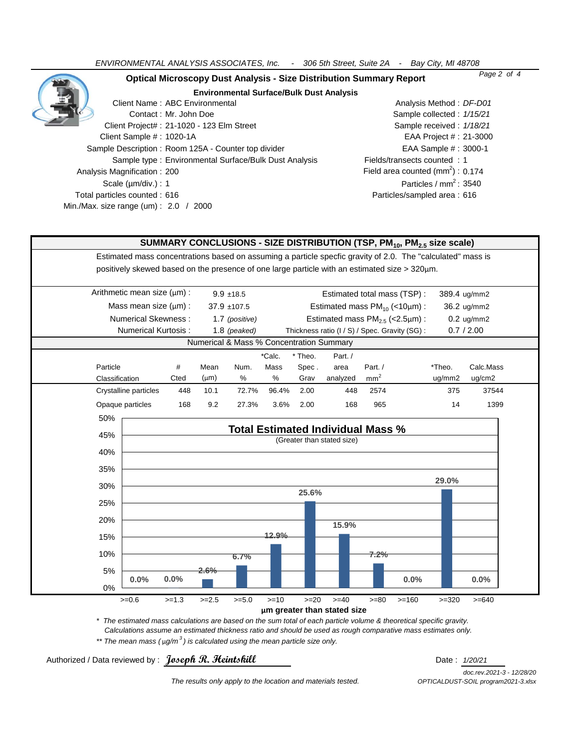*ENVIRONMENTAL ANALYSIS ASSOCIATES, Inc. - 306 5th Street, Suite 2A - Bay City, MI 48708*

## Optical Microscopy Dust Analysis - Size Distribution Summary Report

### Environmental Surface/Bulk Dust Analysis

Client Name : ABC Environmental
Contact : Mr. John Doe
Client Project# : 21-1020 - 123 Elm Street
Client Sample # : 1020-1A
Sample Description : Room 125A - Counter top divider
Sample type : Environmental Surface/Bulk Dust Analysis
Analysis Magnification : 200
Scale (µm/div.) : 1
Total particles counted : 616
Min./Max. size range (um) : 2.0 / 2000

Analysis Method : *DF-D01*
Sample collected : *1/15/21*
Sample received : *1/18/21*
EAA Project # : 21-3000
EAA Sample # : 3000-1
Fields/transects counted : 1
Field area counted ($mm^2$) : 0.174
Particles / $mm^2$ : 3540
Particles/sampled area : 616

### SUMMARY CONCLUSIONS - SIZE DISTRIBUTION (TSP, $PM_{10}$, $PM_{2.5}$ size scale)

Estimated mass concentrations based on assuming a particle specfic gravity of 2.0. The "calculated" mass is positively skewed based on the presence of one large particle with an estimated size > 320µm.

| | | | |
|---|---|---|---|
| Arithmetic mean size (µm) : | 9.9 ±18.5 | Estimated total mass (TSP) : | 389.4 ug/mm2 |
| Mass mean size (µm) : | 37.9 ±107.5 | Estimated mass $PM_{10}$ (<10µm) : | 36.2 ug/mm2 |
| Numerical Skewness : | 1.7 *(positive)* | Estimated mass $PM_{2.5}$ (<2.5µm) : | 0.2 ug/mm2 |
| Numerical Kurtosis : | 1.8 *(peaked)* | Thickness ratio (I / S) / Spec. Gravity (SG) : | 0.7 / 2.00 |

**Numerical & Mass % Concentration Summary**

| Particle Classification | # Cted | Mean (µm) | Num. % | *Calc. Mass % | * Theo. Spec. Grav | Part. / area analyzed | Part. / $mm^2$ | *Theo. ug/mm2 | Calc.Mass ug/cm2 |
|---|---|---|---|---|---|---|---|---|---|
| Crystalline particles | 448 | 10.1 | 72.7% | 96.4% | 2.00 | 448 | 2574 | 375 | 37544 |
| Opaque particles | 168 | 9.2 | 27.3% | 3.6% | 2.00 | 168 | 965 | 14 | 1399 |

**Total Estimated Individual Mass %**
(Greater than stated size)

| µm greater than stated size | >=0.6 | >=1.3 | >=2.5 | >=5.0 | >=10 | >=20 | >=40 | >=80 | >=160 | >=320 | >=640 |
|---|---|---|---|---|---|---|---|---|---|---|---|
| Mass % | 0.0% | 0.0% | 2.6% | 6.7% | 12.9% | 25.6% | 15.9% | 7.2% | 0.0% | 29.0% | 0.0% |

\* *The estimated mass calculations are based on the sum total of each particle volume & theoretical specific gravity. Calculations assume an estimated thickness ratio and should be used as rough comparative mass estimates only.*

\** *The mean mass (µg/$m^3$) is calculated using the mean particle size only.*

Authorized / Data reviewed by : **Joseph R. Heintskill**

Date : *1/20/21*

*doc.rev.2021-3 - 12/28/20*
*OPTICALDUST-SOIL program2021-3.xlsx*

*The results only apply to the location and materials tested.*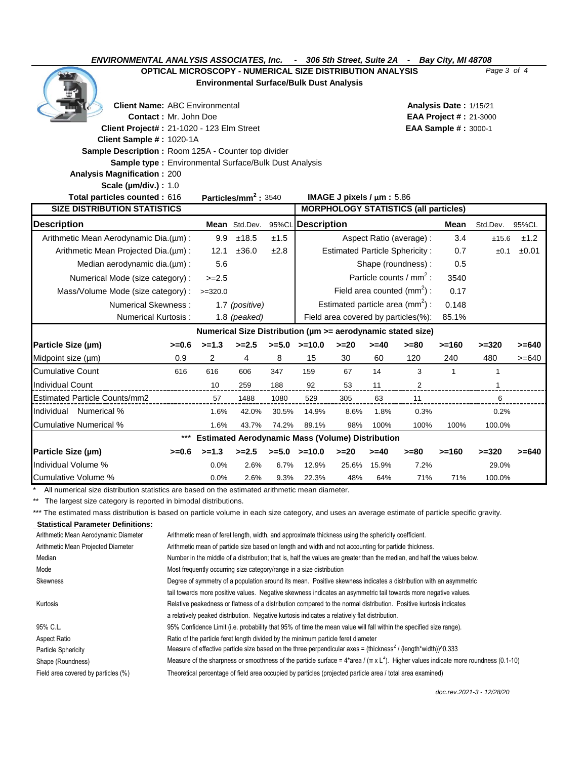**ENVIRONMENTAL ANALYSIS ASSOCIATES, Inc. - 306 5th Street, Suite 2A - Bay City, MI 48708**

## OPTICAL MICROSCOPY - NUMERICAL SIZE DISTRIBUTION ANALYSIS

### Environmental Surface/Bulk Dust Analysis

**Client Name:** ABC Environmental
**Contact :** Mr. John Doe
**Client Project# :** 21-1020 - 123 Elm Street
**Client Sample # :** 1020-1A
**Sample Description :** Room 125A - Counter top divider
**Sample type :** Environmental Surface/Bulk Dust Analysis
**Analysis Magnification :** 200
**Scale (µm/div.) :** 1.0
**Total particles counted :** 616

**Analysis Date :** 1/15/21
**EAA Project # :** 21-3000
**EAA Sample # :** 3000-1

**Particles/mm$^2$ :** 3540 **IMAGE J pixels / µm :** 5.86

| SIZE DISTRIBUTION STATISTICS | | | | MORPHOLOGY STATISTICS (all particles) | | | |
|---|---|---|---|---|---|---|---|
| **Description** | **Mean** | Std.Dev. | 95%CL | **Description** | **Mean** | Std.Dev. | 95%CL |
| Arithmetic Mean Aerodynamic Dia.(µm) : | 9.9 | ±18.5 | ±1.5 | Aspect Ratio (average) : | 3.4 | ±15.6 | ±1.2 |
| Arithmetic Mean Projected Dia.(µm) : | 12.1 | ±36.0 | ±2.8 | Estimated Particle Sphericity : | 0.7 | ±0.1 | ±0.01 |
| Median aerodynamic dia.(µm) : | 5.6 | | | Shape (roundness) : | 0.5 | | |
| Numerical Mode (size category) : | >=2.5 | | | Particle counts / mm$^2$ : | 3540 | | |
| Mass/Volume Mode (size category) : | >=320.0 | | | Field area counted (mm$^2$) : | 0.17 | | |
| Numerical Skewness : | 1.7 *(positive)* | | | Estimated particle area (mm$^2$) : | 0.148 | | |
| Numerical Kurtosis : | 1.8 *(peaked)* | | | Field area covered by particles(%): | 85.1% | | |

**Numerical Size Distribution (µm >= aerodynamic stated size)**

| Particle Size (µm) | >=0.6 | >=1.3 | >=2.5 | >=5.0 | >=10.0 | >=20 | >=40 | >=80 | >=160 | >=320 | >=640 |
|---|---|---|---|---|---|---|---|---|---|---|---|
| Midpoint size (µm) | 0.9 | 2 | 4 | 8 | 15 | 30 | 60 | 120 | 240 | 480 | >=640 |
| Cumulative Count | 616 | 616 | 606 | 347 | 159 | 67 | 14 | 3 | 1 | 1 | |
| Individual Count | | 10 | 259 | 188 | 92 | 53 | 11 | 2 | | 1 | |
| Estimated Particle Counts/mm2 | | 57 | 1488 | 1080 | 529 | 305 | 63 | 11 | | 6 | |
| Individual Numerical % | | 1.6% | 42.0% | 30.5% | 14.9% | 8.6% | 1.8% | 0.3% | | 0.2% | |
| Cumulative Numerical % | | 1.6% | 43.7% | 74.2% | 89.1% | 98% | 100% | 100% | 100% | 100.0% | |

*** **Estimated Aerodynamic Mass (Volume) Distribution**

| Particle Size (µm) | >=0.6 | >=1.3 | >=2.5 | >=5.0 | >=10.0 | >=20 | >=40 | >=80 | >=160 | >=320 | >=640 |
|---|---|---|---|---|---|---|---|---|---|---|---|
| Individual Volume % | | 0.0% | 2.6% | 6.7% | 12.9% | 25.6% | 15.9% | 7.2% | | 29.0% | |
| Cumulative Volume % | | 0.0% | 2.6% | 9.3% | 22.3% | 48% | 64% | 71% | 71% | 100.0% | |

\* All numerical size distribution statistics are based on the estimated arithmetic mean diameter.

** The largest size category is reported in bimodal distributions.

*** The estimated mass distribution is based on particle volume in each size category, and uses an average estimate of particle specific gravity.

**Statistical Parameter Definitions:**

| | |
|---|---|
| Arithmetic Mean Aerodynamic Diameter | Arithmetic mean of feret length, width, and approximate thickness using the sphericity coefficient. |
| Arithmetic Mean Projected Diameter | Arithmetic mean of particle size based on length and width and not accounting for particle thickness. |
| Median | Number in the middle of a distribution; that is, half the values are greater than the median, and half the values below. |
| Mode | Most frequently occurring size category/range in a size distribution |
| Skewness | Degree of symmetry of a population around its mean. Positive skewness indicates a distribution with an asymmetric tail towards more positive values. Negative skewness indicates an asymmetric tail towards more negative values. |
| Kurtosis | Relative peakedness or flatness of a distribution compared to the normal distribution. Positive kurtosis indicates a relatively peaked distribution. Negative kurtosis indicates a relatively flat distribution. |
| 95% C.L. | 95% Confidence Limit (i.e. probability that 95% of time the mean value will fall within the specified size range). |
| Aspect Ratio | Ratio of the particle feret length divided by the minimum particle feret diameter |
| Particle Sphericity | Measure of effective particle size based on the three perpendicular axes = (thickness$^2$ / (length*width))^0.333 |
| Shape (Roundness) | Measure of the sharpness or smoothness of the particle surface = 4*area / ($\pi$ x $L^2$). Higher values indicate more roundness (0.1-10) |
| Field area covered by particles (%) | Theoretical percentage of field area occupied by particles (projected particle area / total area examined) |

doc.rev.2021-3 - 12/28/20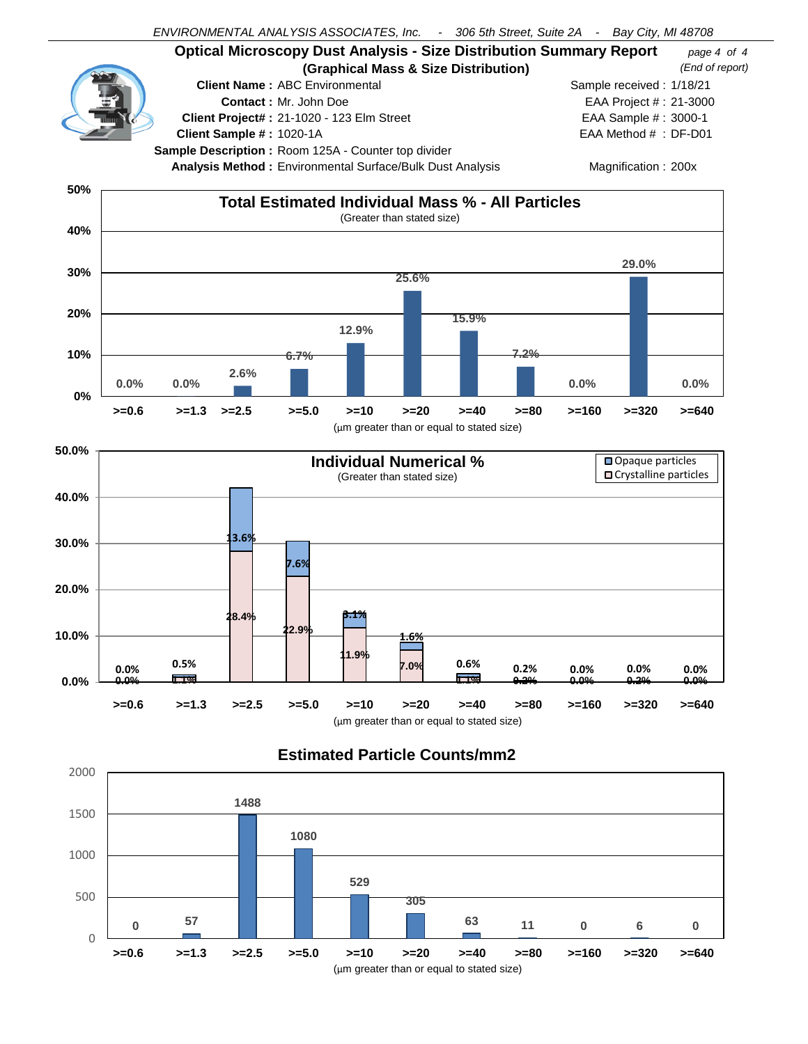ENVIRONMENTAL ANALYSIS ASSOCIATES, Inc. - 306 5th Street, Suite 2A - Bay City, MI 48708

# Optical Microscopy Dust Analysis - Size Distribution Summary Report

## (Graphical Mass & Size Distribution)

*(End of report)*

**Client Name :** ABC Environmental
**Contact :** Mr. John Doe
**Client Project# :** 21-1020 - 123 Elm Street
**Client Sample # :** 1020-1A
**Sample Description :** Room 125A - Counter top divider
**Analysis Method :** Environmental Surface/Bulk Dust Analysis

Sample received : 1/18/21
EAA Project # : 21-3000
EAA Sample # : 3000-1
EAA Method # : DF-D01
Magnification : 200x

**Total Estimated Individual Mass % - All Particles**
(Greater than stated size)

0.0% 0.0% 2.6% 6.7% 12.9% 25.6% 15.9% 7.2% 0.0% 29.0% 0.0%

>=0.6 >=1.3 >=2.5 >=5.0 >=10 >=20 >=40 >=80 >=160 >=320 >=640

(µm greater than or equal to stated size)

**Individual Numerical %**
(Greater than stated size)

Opaque particles
Crystalline particles

0.0% 0.5% 13.6% 7.6% 3.1% 1.6% 0.6% 0.2% 0.0% 0.0% 0.0%

0.0% 1.1% 28.4% 22.9% 11.9% 7.0% 1.1% 0.2% 0.0% 0.2% 0.0%

>=0.6 >=1.3 >=2.5 >=5.0 >=10 >=20 >=40 >=80 >=160 >=320 >=640

(µm greater than or equal to stated size)

**Estimated Particle Counts/mm2**

0 57 1488 1080 529 305 63 11 0 6 0

>=0.6 >=1.3 >=2.5 >=5.0 >=10 >=20 >=40 >=80 >=160 >=320 >=640

(µm greater than or equal to stated size)